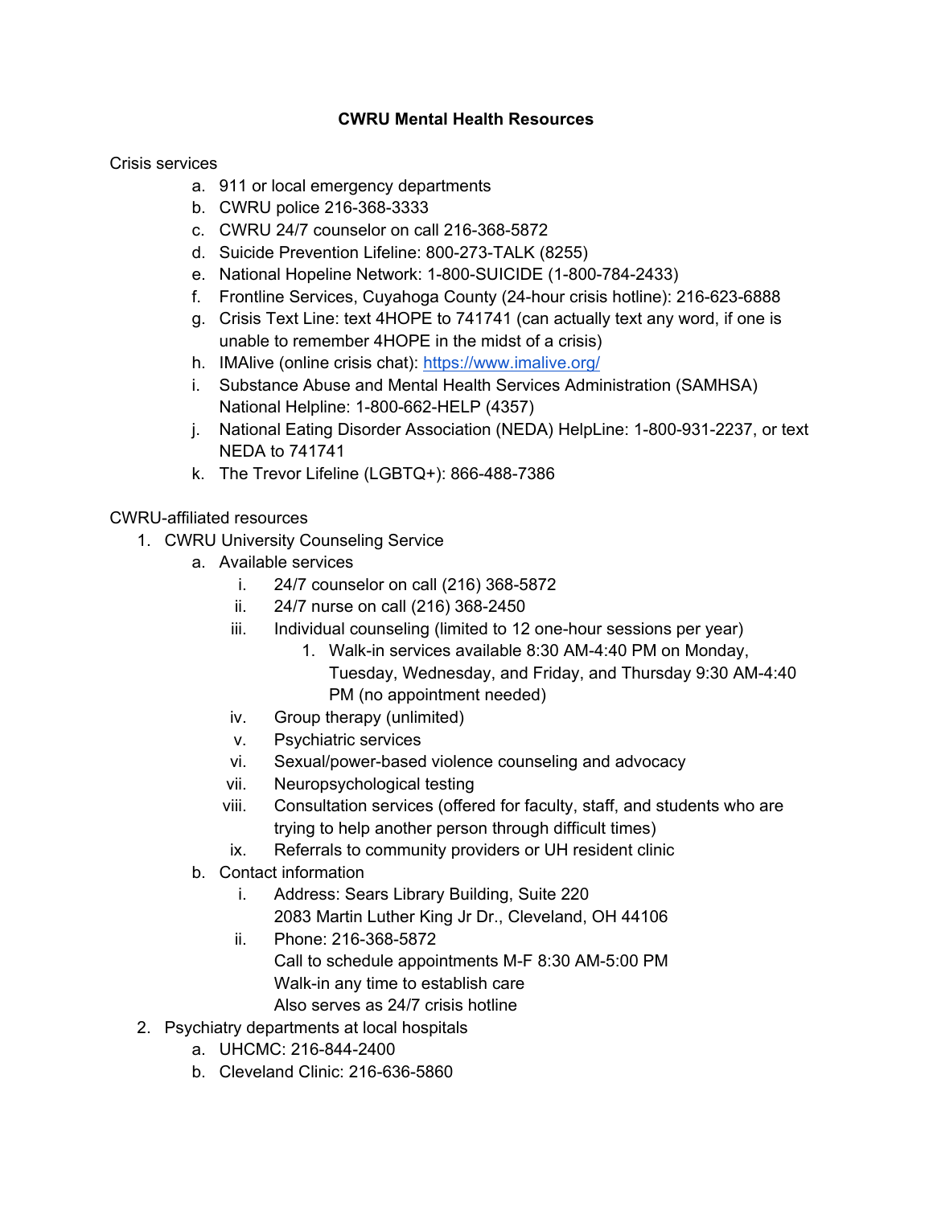# CWRU Mental Health Resources

Crisis services

a. 911 or local emergency departments
b. CWRU police 216-368-3333
c. CWRU 24/7 counselor on call 216-368-5872
d. Suicide Prevention Lifeline: 800-273-TALK (8255)
e. National Hopeline Network: 1-800-SUICIDE (1-800-784-2433)
f. Frontline Services, Cuyahoga County (24-hour crisis hotline): 216-623-6888
g. Crisis Text Line: text 4HOPE to 741741 (can actually text any word, if one is unable to remember 4HOPE in the midst of a crisis)
h. IMAlive (online crisis chat): [https://www.imalive.org/](https://www.imalive.org/)
i. Substance Abuse and Mental Health Services Administration (SAMHSA) National Helpline: 1-800-662-HELP (4357)
j. National Eating Disorder Association (NEDA) HelpLine: 1-800-931-2237, or text NEDA to 741741
k. The Trevor Lifeline (LGBTQ+): 866-488-7386

CWRU-affiliated resources

1. CWRU University Counseling Service
   a. Available services
      i. 24/7 counselor on call (216) 368-5872
      ii. 24/7 nurse on call (216) 368-2450
      iii. Individual counseling (limited to 12 one-hour sessions per year)
         1. Walk-in services available 8:30 AM-4:40 PM on Monday, Tuesday, Wednesday, and Friday, and Thursday 9:30 AM-4:40 PM (no appointment needed)
      iv. Group therapy (unlimited)
      v. Psychiatric services
      vi. Sexual/power-based violence counseling and advocacy
      vii. Neuropsychological testing
      viii. Consultation services (offered for faculty, staff, and students who are trying to help another person through difficult times)
      ix. Referrals to community providers or UH resident clinic
   b. Contact information
      i. Address: Sears Library Building, Suite 220
         2083 Martin Luther King Jr Dr., Cleveland, OH 44106
      ii. Phone: 216-368-5872
         Call to schedule appointments M-F 8:30 AM-5:00 PM
         Walk-in any time to establish care
         Also serves as 24/7 crisis hotline
2. Psychiatry departments at local hospitals
   a. UHCMC: 216-844-2400
   b. Cleveland Clinic: 216-636-5860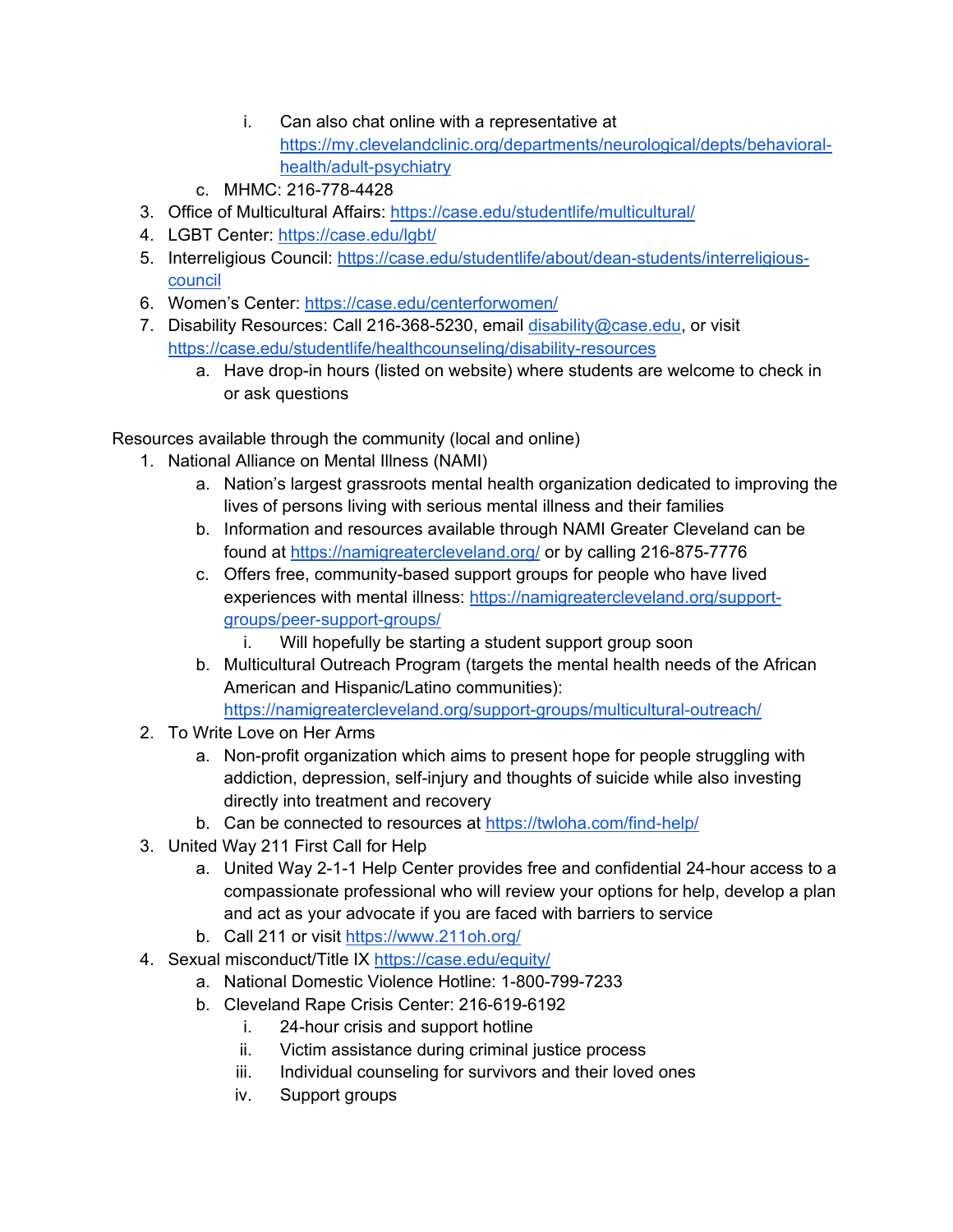i. Can also chat online with a representative at https://my.clevelandclinic.org/departments/neurological/depts/behavioral-health/adult-psychiatry
    c. MHMC: 216-778-4428
3. Office of Multicultural Affairs: https://case.edu/studentlife/multicultural/
4. LGBT Center: https://case.edu/lgbt/
5. Interreligious Council: https://case.edu/studentlife/about/dean-students/interreligious-council
6. Women's Center: https://case.edu/centerforwomen/
7. Disability Resources: Call 216-368-5230, email disability@case.edu, or visit https://case.edu/studentlife/healthcounseling/disability-resources
    a. Have drop-in hours (listed on website) where students are welcome to check in or ask questions

Resources available through the community (local and online)

1. National Alliance on Mental Illness (NAMI)
    a. Nation's largest grassroots mental health organization dedicated to improving the lives of persons living with serious mental illness and their families
    b. Information and resources available through NAMI Greater Cleveland can be found at https://namigreatercleveland.org/ or by calling 216-875-7776
    c. Offers free, community-based support groups for people who have lived experiences with mental illness: https://namigreatercleveland.org/support-groups/peer-support-groups/
        i. Will hopefully be starting a student support group soon
    b. Multicultural Outreach Program (targets the mental health needs of the African American and Hispanic/Latino communities): https://namigreatercleveland.org/support-groups/multicultural-outreach/
2. To Write Love on Her Arms
    a. Non-profit organization which aims to present hope for people struggling with addiction, depression, self-injury and thoughts of suicide while also investing directly into treatment and recovery
    b. Can be connected to resources at https://twloha.com/find-help/
3. United Way 211 First Call for Help
    a. United Way 2-1-1 Help Center provides free and confidential 24-hour access to a compassionate professional who will review your options for help, develop a plan and act as your advocate if you are faced with barriers to service
    b. Call 211 or visit https://www.211oh.org/
4. Sexual misconduct/Title IX https://case.edu/equity/
    a. National Domestic Violence Hotline: 1-800-799-7233
    b. Cleveland Rape Crisis Center: 216-619-6192
        i. 24-hour crisis and support hotline
        ii. Victim assistance during criminal justice process
        iii. Individual counseling for survivors and their loved ones
        iv. Support groups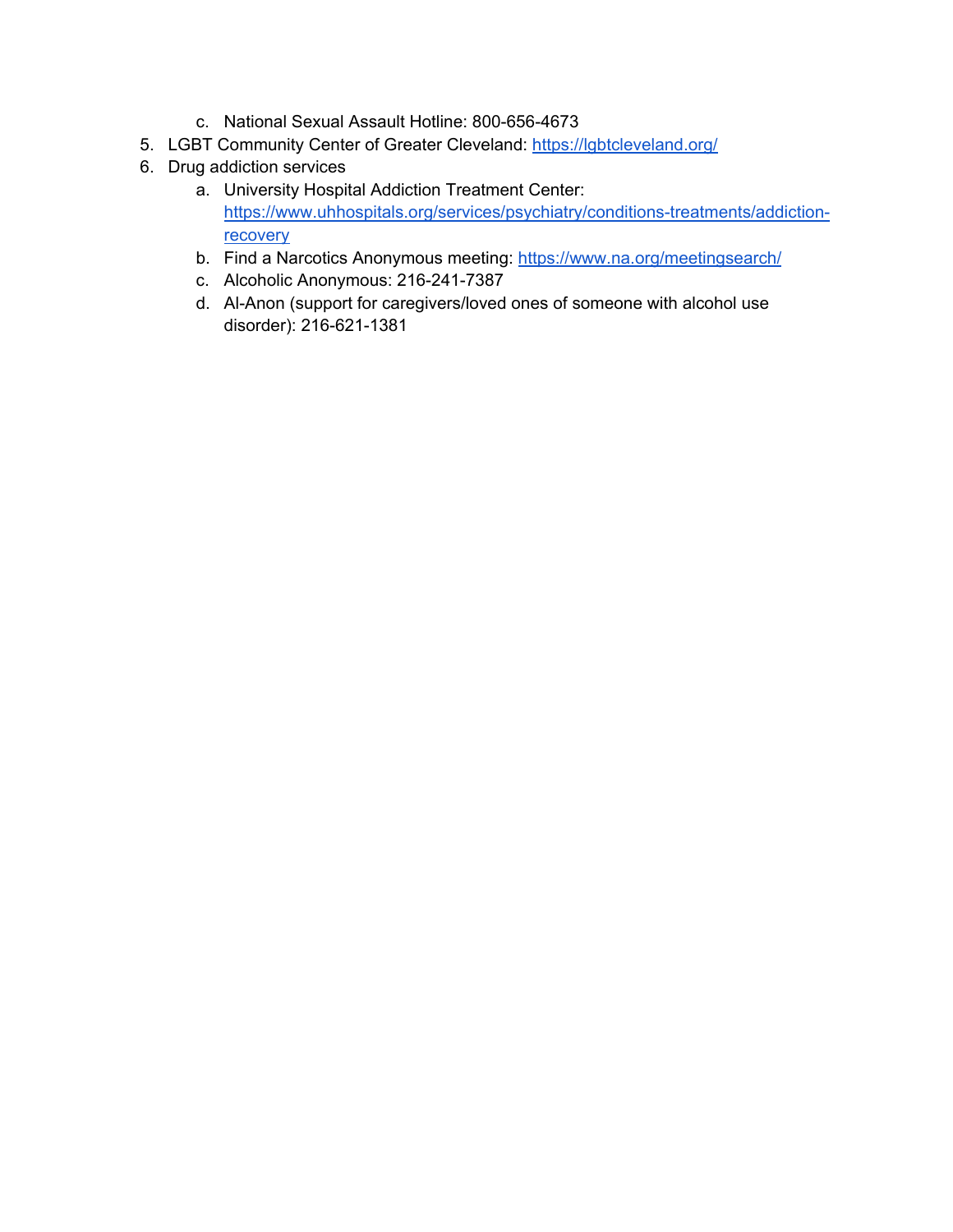c. National Sexual Assault Hotline: 800-656-4673

5. LGBT Community Center of Greater Cleveland: [https://lgbtcleveland.org/](https://lgbtcleveland.org/)
6. Drug addiction services
   a. University Hospital Addiction Treatment Center: [https://www.uhhospitals.org/services/psychiatry/conditions-treatments/addiction-recovery](https://www.uhhospitals.org/services/psychiatry/conditions-treatments/addiction-recovery)
   b. Find a Narcotics Anonymous meeting: [https://www.na.org/meetingsearch/](https://www.na.org/meetingsearch/)
   c. Alcoholic Anonymous: 216-241-7387
   d. Al-Anon (support for caregivers/loved ones of someone with alcohol use disorder): 216-621-1381